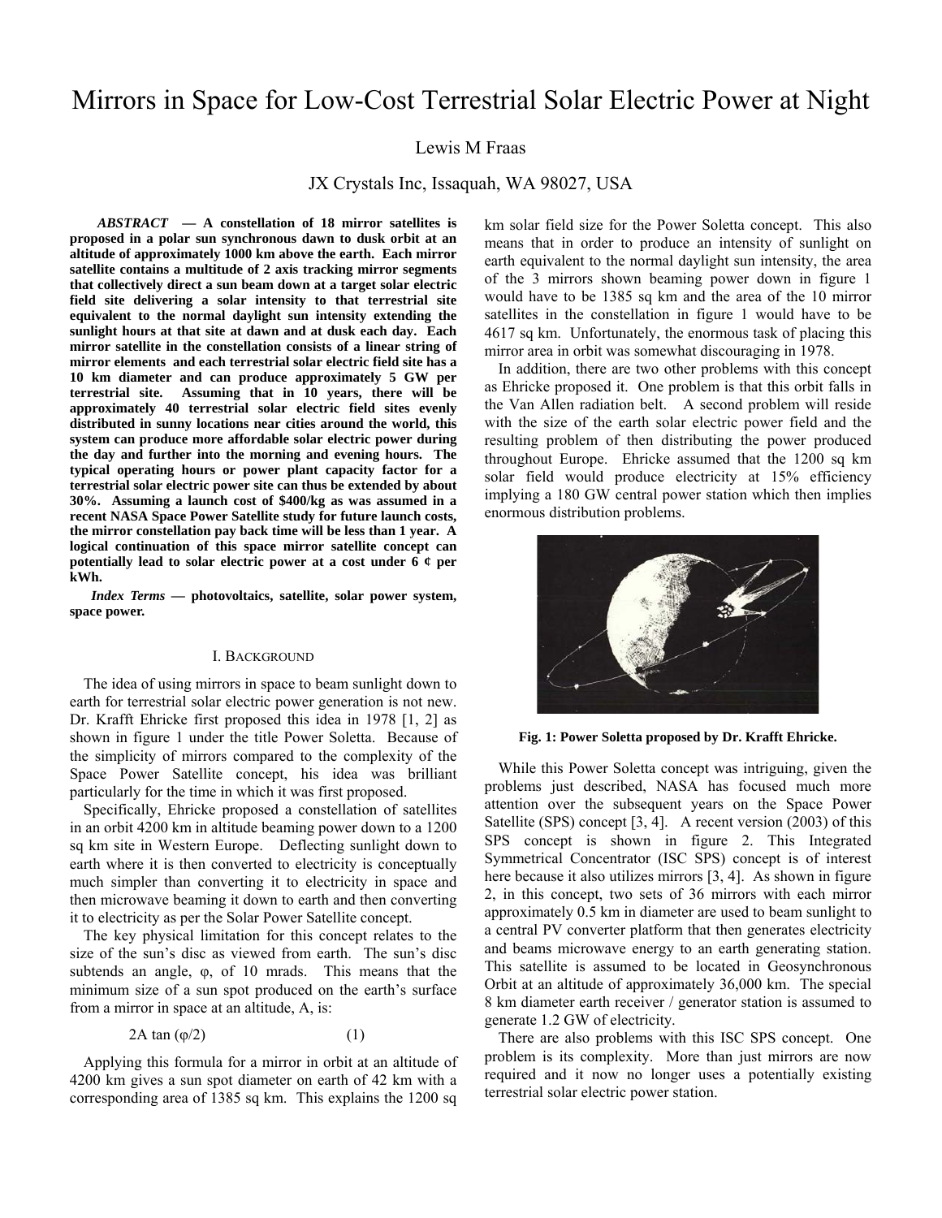# Mirrors in Space for Low-Cost Terrestrial Solar Electric Power at Night

Lewis M Fraas

JX Crystals Inc, Issaquah, WA 98027, USA

***ABSTRACT* — A constellation of 18 mirror satellites is proposed in a polar sun synchronous dawn to dusk orbit at an altitude of approximately 1000 km above the earth. Each mirror satellite contains a multitude of 2 axis tracking mirror segments that collectively direct a sun beam down at a target solar electric field site delivering a solar intensity to that terrestrial site equivalent to the normal daylight sun intensity extending the sunlight hours at that site at dawn and at dusk each day. Each mirror satellite in the constellation consists of a linear string of mirror elements and each terrestrial solar electric field site has a 10 km diameter and can produce approximately 5 GW per terrestrial site. Assuming that in 10 years, there will be approximately 40 terrestrial solar electric field sites evenly distributed in sunny locations near cities around the world, this system can produce more affordable solar electric power during the day and further into the morning and evening hours. The typical operating hours or power plant capacity factor for a terrestrial solar electric power site can thus be extended by about 30%. Assuming a launch cost of $400/kg as was assumed in a recent NASA Space Power Satellite study for future launch costs, the mirror constellation pay back time will be less than 1 year. A logical continuation of this space mirror satellite concept can potentially lead to solar electric power at a cost under 6 ¢ per kWh.**

***Index Terms* — photovoltaics, satellite, solar power system, space power.**

## I. Background

The idea of using mirrors in space to beam sunlight down to earth for terrestrial solar electric power generation is not new. Dr. Krafft Ehricke first proposed this idea in 1978 [1, 2] as shown in figure 1 under the title Power Soletta. Because of the simplicity of mirrors compared to the complexity of the Space Power Satellite concept, his idea was brilliant particularly for the time in which it was first proposed.

Specifically, Ehricke proposed a constellation of satellites in an orbit 4200 km in altitude beaming power down to a 1200 sq km site in Western Europe. Deflecting sunlight down to earth where it is then converted to electricity is conceptually much simpler than converting it to electricity in space and then microwave beaming it down to earth and then converting it to electricity as per the Solar Power Satellite concept.

The key physical limitation for this concept relates to the size of the sun's disc as viewed from earth. The sun's disc subtends an angle, $\varphi$, of 10 mrads. This means that the minimum size of a sun spot produced on the earth's surface from a mirror in space at an altitude, A, is:

$$2A \tan(\varphi/2) \qquad (1)$$

Applying this formula for a mirror in orbit at an altitude of 4200 km gives a sun spot diameter on earth of 42 km with a corresponding area of 1385 sq km. This explains the 1200 sq km solar field size for the Power Soletta concept. This also means that in order to produce an intensity of sunlight on earth equivalent to the normal daylight sun intensity, the area of the 3 mirrors shown beaming power down in figure 1 would have to be 1385 sq km and the area of the 10 mirror satellites in the constellation in figure 1 would have to be 4617 sq km. Unfortunately, the enormous task of placing this mirror area in orbit was somewhat discouraging in 1978.

In addition, there are two other problems with this concept as Ehricke proposed it. One problem is that this orbit falls in the Van Allen radiation belt. A second problem will reside with the size of the earth solar electric power field and the resulting problem of then distributing the power produced throughout Europe. Ehricke assumed that the 1200 sq km solar field would produce electricity at 15% efficiency implying a 180 GW central power station which then implies enormous distribution problems.

**Fig. 1: Power Soletta proposed by Dr. Krafft Ehricke.**

While this Power Soletta concept was intriguing, given the problems just described, NASA has focused much more attention over the subsequent years on the Space Power Satellite (SPS) concept [3, 4]. A recent version (2003) of this SPS concept is shown in figure 2. This Integrated Symmetrical Concentrator (ISC SPS) concept is of interest here because it also utilizes mirrors [3, 4]. As shown in figure 2, in this concept, two sets of 36 mirrors with each mirror approximately 0.5 km in diameter are used to beam sunlight to a central PV converter platform that then generates electricity and beams microwave energy to an earth generating station. This satellite is assumed to be located in Geosynchronous Orbit at an altitude of approximately 36,000 km. The special 8 km diameter earth receiver / generator station is assumed to generate 1.2 GW of electricity.

There are also problems with this ISC SPS concept. One problem is its complexity. More than just mirrors are now required and it now no longer uses a potentially existing terrestrial solar electric power station.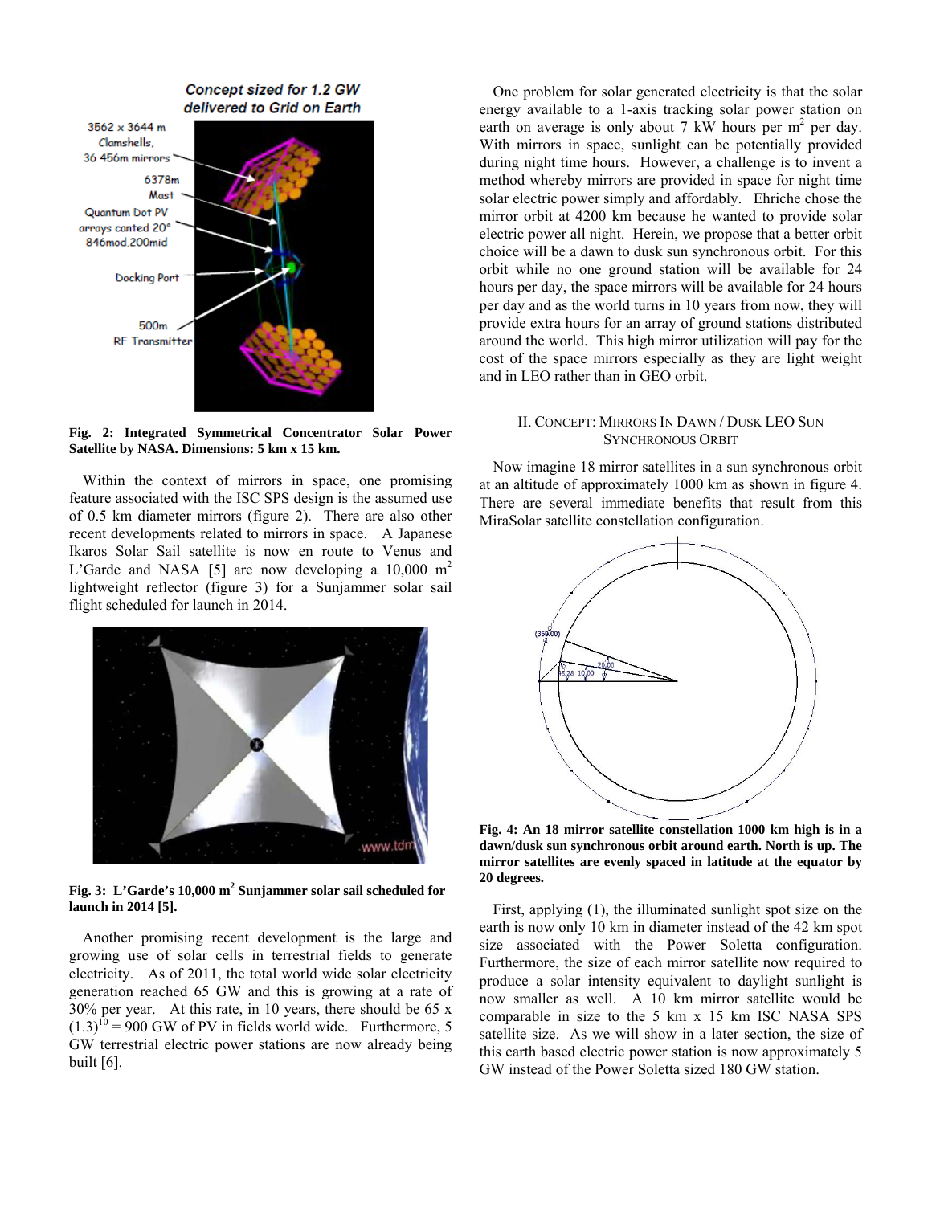Concept sized for 1.2 GW delivered to Grid on Earth

3562 x 3644 m Clamshells, 36 456m mirrors

6378m Mast

Quantum Dot PV arrays canted 20° 846mod,200mid

Docking Port

500m RF Transmitter

**Fig. 2: Integrated Symmetrical Concentrator Solar Power Satellite by NASA. Dimensions: 5 km x 15 km.**

Within the context of mirrors in space, one promising feature associated with the ISC SPS design is the assumed use of 0.5 km diameter mirrors (figure 2). There are also other recent developments related to mirrors in space. A Japanese Ikaros Solar Sail satellite is now en route to Venus and L'Garde and NASA [5] are now developing a 10,000 $m^2$ lightweight reflector (figure 3) for a Sunjammer solar sail flight scheduled for launch in 2014.

www.tdm

**Fig. 3: L'Garde's 10,000 $m^2$ Sunjammer solar sail scheduled for launch in 2014 [5].**

Another promising recent development is the large and growing use of solar cells in terrestrial fields to generate electricity. As of 2011, the total world wide solar electricity generation reached 65 GW and this is growing at a rate of 30% per year. At this rate, in 10 years, there should be 65 x $(1.3)^{10}$ = 900 GW of PV in fields world wide. Furthermore, 5 GW terrestrial electric power stations are now already being built [6].

One problem for solar generated electricity is that the solar energy available to a 1-axis tracking solar power station on earth on average is only about 7 kW hours per $m^2$ per day. With mirrors in space, sunlight can be potentially provided during night time hours. However, a challenge is to invent a method whereby mirrors are provided in space for night time solar electric power simply and affordably. Ehriche chose the mirror orbit at 4200 km because he wanted to provide solar electric power all night. Herein, we propose that a better orbit choice will be a dawn to dusk sun synchronous orbit. For this orbit while no one ground station will be available for 24 hours per day, the space mirrors will be available for 24 hours per day and as the world turns in 10 years from now, they will provide extra hours for an array of ground stations distributed around the world. This high mirror utilization will pay for the cost of the space mirrors especially as they are light weight and in LEO rather than in GEO orbit.

## II. Concept: Mirrors In Dawn / Dusk LEO Sun Synchronous Orbit

Now imagine 18 mirror satellites in a sun synchronous orbit at an altitude of approximately 1000 km as shown in figure 4. There are several immediate benefits that result from this MiraSolar satellite constellation configuration.

(360.00)

20.00

16.28 10.00

**Fig. 4: An 18 mirror satellite constellation 1000 km high is in a dawn/dusk sun synchronous orbit around earth. North is up. The mirror satellites are evenly spaced in latitude at the equator by 20 degrees.**

First, applying (1), the illuminated sunlight spot size on the earth is now only 10 km in diameter instead of the 42 km spot size associated with the Power Soletta configuration. Furthermore, the size of each mirror satellite now required to produce a solar intensity equivalent to daylight sunlight is now smaller as well. A 10 km mirror satellite would be comparable in size to the 5 km x 15 km ISC NASA SPS satellite size. As we will show in a later section, the size of this earth based electric power station is now approximately 5 GW instead of the Power Soletta sized 180 GW station.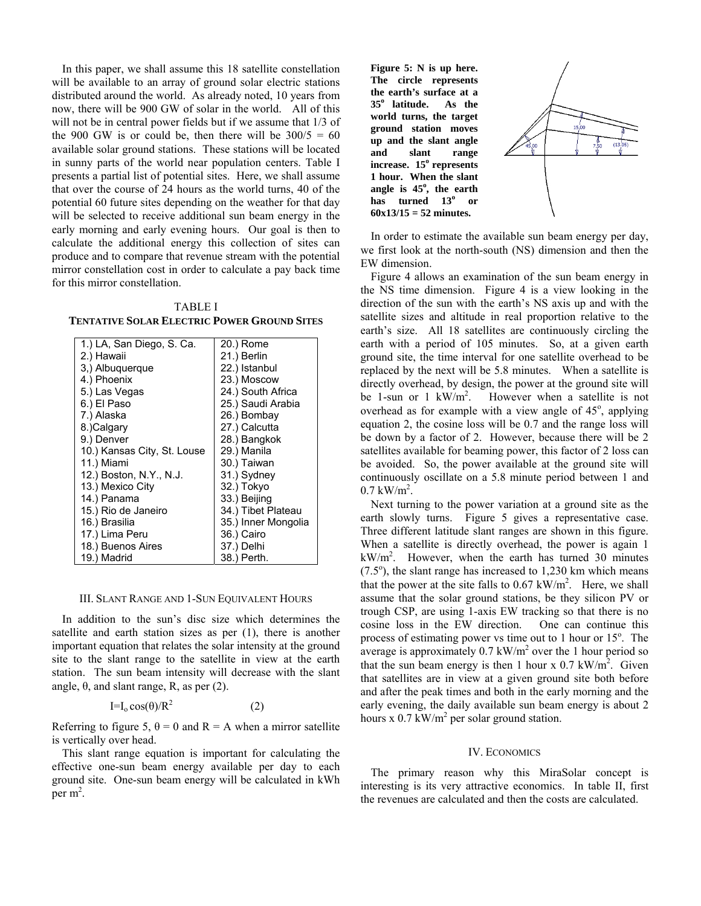In this paper, we shall assume this 18 satellite constellation will be available to an array of ground solar electric stations distributed around the world. As already noted, 10 years from now, there will be 900 GW of solar in the world. All of this will not be in central power fields but if we assume that 1/3 of the 900 GW is or could be, then there will be 300/5 = 60 available solar ground stations. These stations will be located in sunny parts of the world near population centers. Table I presents a partial list of potential sites. Here, we shall assume that over the course of 24 hours as the world turns, 40 of the potential 60 future sites depending on the weather for that day will be selected to receive additional sun beam energy in the early morning and early evening hours. Our goal is then to calculate the additional energy this collection of sites can produce and to compare that revenue stream with the potential mirror constellation cost in order to calculate a pay back time for this mirror constellation.

TABLE I
**TENTATIVE SOLAR ELECTRIC POWER GROUND SITES**

| | |
|---|---|
| 1.) LA, San Diego, S. Ca. | 20.) Rome |
| 2.) Hawaii | 21.) Berlin |
| 3,) Albuquerque | 22.) Istanbul |
| 4.) Phoenix | 23.) Moscow |
| 5.) Las Vegas | 24.) South Africa |
| 6.) El Paso | 25.) Saudi Arabia |
| 7.) Alaska | 26.) Bombay |
| 8.)Calgary | 27.) Calcutta |
| 9.) Denver | 28.) Bangkok |
| 10.) Kansas City, St. Louse | 29.) Manila |
| 11.) Miami | 30.) Taiwan |
| 12.) Boston, N.Y., N.J. | 31.) Sydney |
| 13.) Mexico City | 32.) Tokyo |
| 14.) Panama | 33.) Beijing |
| 15.) Rio de Janeiro | 34.) Tibet Plateau |
| 16.) Brasilia | 35.) Inner Mongolia |
| 17.) Lima Peru | 36.) Cairo |
| 18.) Buenos Aires | 37.) Delhi |
| 19.) Madrid | 38.) Perth. |

## III. SLANT RANGE AND 1-SUN EQUIVALENT HOURS

In addition to the sun's disc size which determines the satellite and earth station sizes as per (1), there is another important equation that relates the solar intensity at the ground site to the slant range to the satellite in view at the earth station. The sun beam intensity will decrease with the slant angle, θ, and slant range, R, as per (2).

$$I = I_o \cos(\theta)/R^2 \qquad (2)$$

Referring to figure 5, θ = 0 and R = A when a mirror satellite is vertically over head.

This slant range equation is important for calculating the effective one-sun beam energy available per day to each ground site. One-sun beam energy will be calculated in kWh per $m^2$.

15.00
45.00
7.50
(13.05)

**Figure 5: N is up here. The circle represents the earth's surface at a 35° latitude. As the world turns, the target ground station moves up and the slant angle and slant range increase. 15° represents 1 hour. When the slant angle is 45°, the earth has turned 13° or 60x13/15 = 52 minutes.**

In order to estimate the available sun beam energy per day, we first look at the north-south (NS) dimension and then the EW dimension.

Figure 4 allows an examination of the sun beam energy in the NS time dimension. Figure 4 is a view looking in the direction of the sun with the earth's NS axis up and with the satellite sizes and altitude in real proportion relative to the earth's size. All 18 satellites are continuously circling the earth with a period of 105 minutes. So, at a given earth ground site, the time interval for one satellite overhead to be replaced by the next will be 5.8 minutes. When a satellite is directly overhead, by design, the power at the ground site will be 1-sun or 1 kW/$m^2$. However when a satellite is not overhead as for example with a view angle of 45°, applying equation 2, the cosine loss will be 0.7 and the range loss will be down by a factor of 2. However, because there will be 2 satellites available for beaming power, this factor of 2 loss can be avoided. So, the power available at the ground site will continuously oscillate on a 5.8 minute period between 1 and 0.7 kW/$m^2$.

Next turning to the power variation at a ground site as the earth slowly turns. Figure 5 gives a representative case. Three different latitude slant ranges are shown in this figure. When a satellite is directly overhead, the power is again 1 kW/$m^2$. However, when the earth has turned 30 minutes (7.5°), the slant range has increased to 1,230 km which means that the power at the site falls to 0.67 kW/$m^2$. Here, we shall assume that the solar ground stations, be they silicon PV or trough CSP, are using 1-axis EW tracking so that there is no cosine loss in the EW direction. One can continue this process of estimating power vs time out to 1 hour or 15°. The average is approximately 0.7 kW/$m^2$ over the 1 hour period so that the sun beam energy is then 1 hour x 0.7 kW/$m^2$. Given that satellites are in view at a given ground site both before and after the peak times and both in the early morning and the early evening, the daily available sun beam energy is about 2 hours x 0.7 kW/$m^2$ per solar ground station.

## IV. ECONOMICS

The primary reason why this MiraSolar concept is interesting is its very attractive economics. In table II, first the revenues are calculated and then the costs are calculated.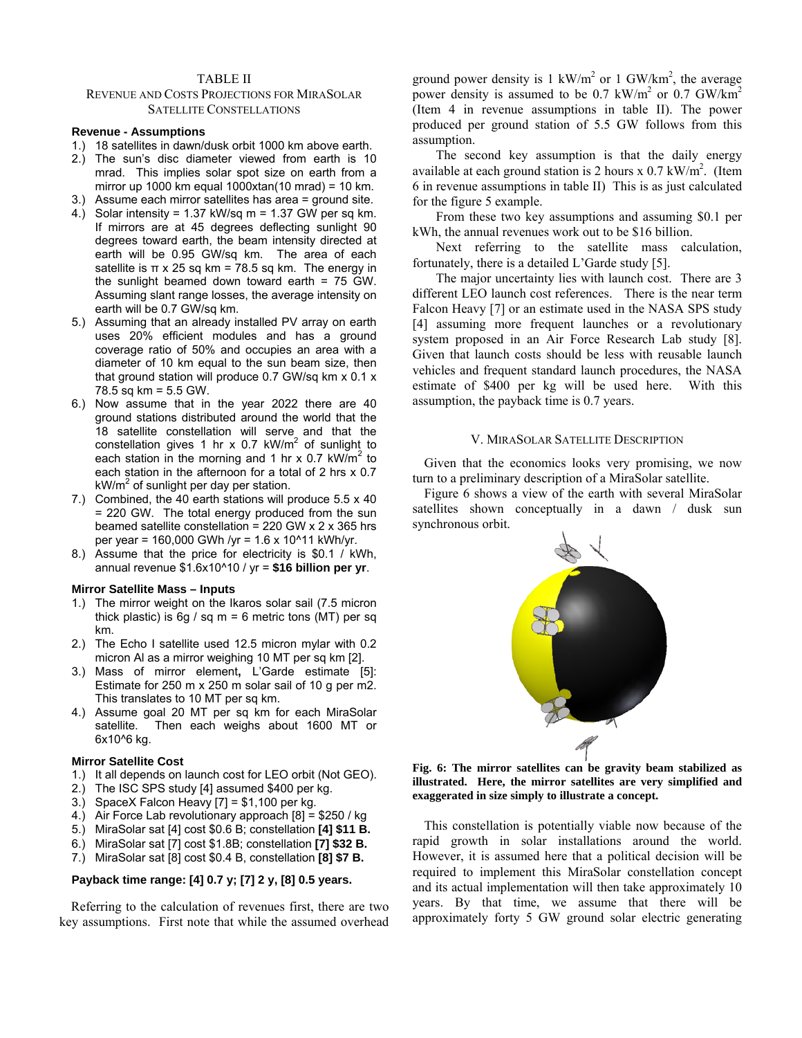TABLE II

REVENUE AND COSTS PROJECTIONS FOR MIRASOLAR SATELLITE CONSTELLATIONS

**Revenue - Assumptions**

1.) 18 satellites in dawn/dusk orbit 1000 km above earth.
2.) The sun's disc diameter viewed from earth is 10 mrad. This implies solar spot size on earth from a mirror up 1000 km equal 1000xtan(10 mrad) = 10 km.
3.) Assume each mirror satellites has area = ground site.
4.) Solar intensity = 1.37 kW/sq m = 1.37 GW per sq km. If mirrors are at 45 degrees deflecting sunlight 90 degrees toward earth, the beam intensity directed at earth will be 0.95 GW/sq km. The area of each satellite is π x 25 sq km = 78.5 sq km. The energy in the sunlight beamed down toward earth = 75 GW. Assuming slant range losses, the average intensity on earth will be 0.7 GW/sq km.
5.) Assuming that an already installed PV array on earth uses 20% efficient modules and has a ground coverage ratio of 50% and occupies an area with a diameter of 10 km equal to the sun beam size, then that ground station will produce 0.7 GW/sq km x 0.1 x 78.5 sq km = 5.5 GW.
6.) Now assume that in the year 2022 there are 40 ground stations distributed around the world that the 18 satellite constellation will serve and that the constellation gives 1 hr x 0.7 $kW/m^2$ of sunlight to each station in the morning and 1 hr x 0.7 $kW/m^2$ to each station in the afternoon for a total of 2 hrs x 0.7 $kW/m^2$ of sunlight per day per station.
7.) Combined, the 40 earth stations will produce 5.5 x 40 = 220 GW. The total energy produced from the sun beamed satellite constellation = 220 GW x 2 x 365 hrs per year = 160,000 GWh /yr = 1.6 x 10^11 kWh/yr.
8.) Assume that the price for electricity is $0.1 / kWh, annual revenue $1.6x10^10 / yr = **$16 billion per yr**.

**Mirror Satellite Mass – Inputs**

1.) The mirror weight on the Ikaros solar sail (7.5 micron thick plastic) is 6g / sq m = 6 metric tons (MT) per sq km.
2.) The Echo I satellite used 12.5 micron mylar with 0.2 micron Al as a mirror weighing 10 MT per sq km [2].
3.) Mass of mirror element**,** L'Garde estimate [5]: Estimate for 250 m x 250 m solar sail of 10 g per m2. This translates to 10 MT per sq km.
4.) Assume goal 20 MT per sq km for each MiraSolar satellite. Then each weighs about 1600 MT or 6x10^6 kg.

**Mirror Satellite Cost**

1.) It all depends on launch cost for LEO orbit (Not GEO).
2.) The ISC SPS study [4] assumed $400 per kg.
3.) SpaceX Falcon Heavy [7] = $1,100 per kg.
4.) Air Force Lab revolutionary approach [8] = $250 / kg
5.) MiraSolar sat [4] cost $0.6 B; constellation **[4] $11 B.**
6.) MiraSolar sat [7] cost $1.8B; constellation **[7] $32 B.**
7.) MiraSolar sat [8] cost $0.4 B, constellation **[8] $7 B.**

**Payback time range: [4] 0.7 y; [7] 2 y, [8] 0.5 years.**

Referring to the calculation of revenues first, there are two key assumptions. First note that while the assumed overhead ground power density is 1 $kW/m^2$ or 1 $GW/km^2$, the average power density is assumed to be 0.7 $kW/m^2$ or 0.7 $GW/km^2$ (Item 4 in revenue assumptions in table II). The power produced per ground station of 5.5 GW follows from this assumption.

The second key assumption is that the daily energy available at each ground station is 2 hours x 0.7 $kW/m^2$. (Item 6 in revenue assumptions in table II) This is as just calculated for the figure 5 example.

From these two key assumptions and assuming $0.1 per kWh, the annual revenues work out to be $16 billion.

Next referring to the satellite mass calculation, fortunately, there is a detailed L'Garde study [5].

The major uncertainty lies with launch cost. There are 3 different LEO launch cost references. There is the near term Falcon Heavy [7] or an estimate used in the NASA SPS study [4] assuming more frequent launches or a revolutionary system proposed in an Air Force Research Lab study [8]. Given that launch costs should be less with reusable launch vehicles and frequent standard launch procedures, the NASA estimate of $400 per kg will be used here. With this assumption, the payback time is 0.7 years.

## V. MIRASOLAR SATELLITE DESCRIPTION

Given that the economics looks very promising, we now turn to a preliminary description of a MiraSolar satellite.

Figure 6 shows a view of the earth with several MiraSolar satellites shown conceptually in a dawn / dusk sun synchronous orbit.

**Fig. 6: The mirror satellites can be gravity beam stabilized as illustrated. Here, the mirror satellites are very simplified and exaggerated in size simply to illustrate a concept.**

This constellation is potentially viable now because of the rapid growth in solar installations around the world. However, it is assumed here that a political decision will be required to implement this MiraSolar constellation concept and its actual implementation will then take approximately 10 years. By that time, we assume that there will be approximately forty 5 GW ground solar electric generating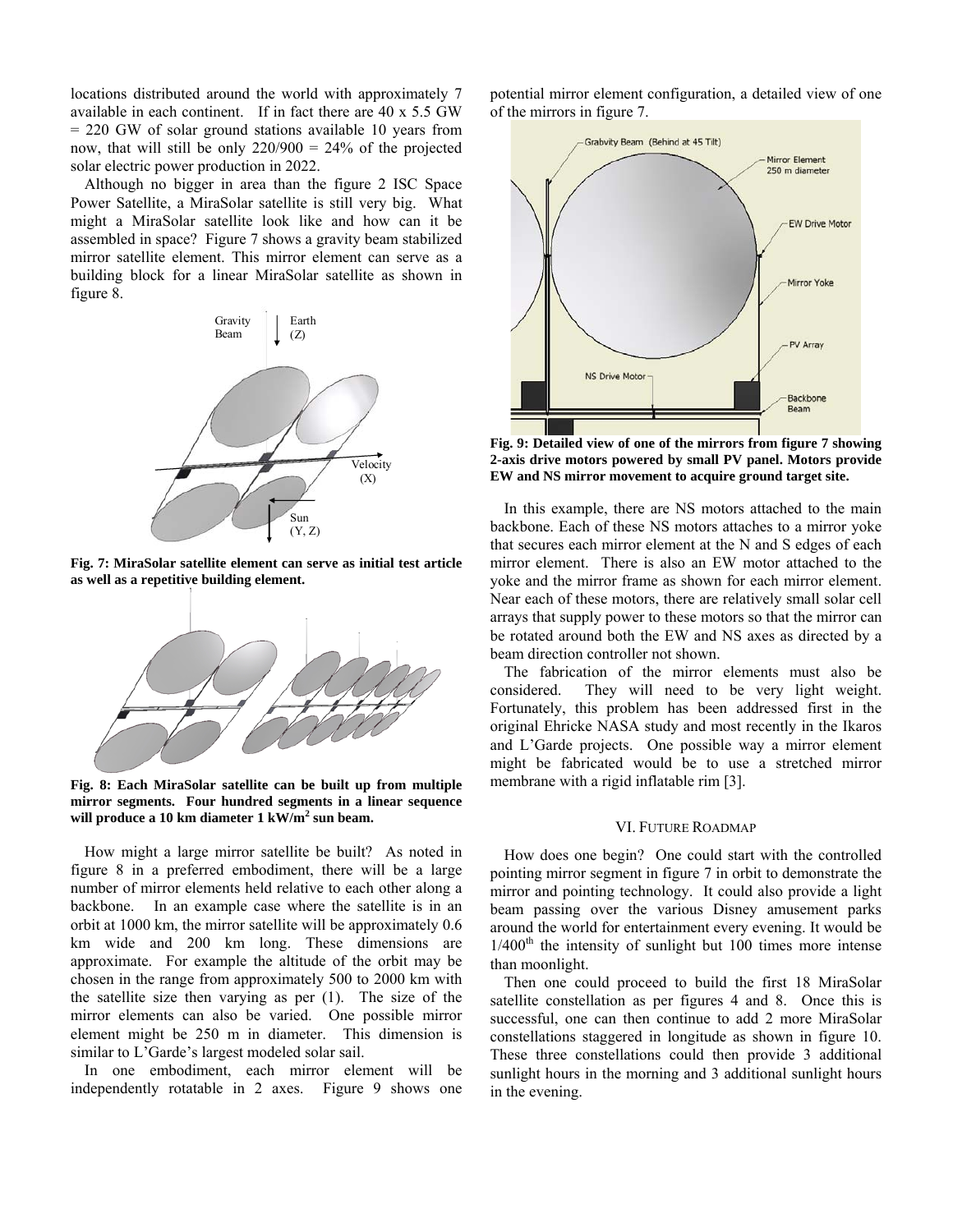locations distributed around the world with approximately 7 available in each continent. If in fact there are 40 x 5.5 GW = 220 GW of solar ground stations available 10 years from now, that will still be only 220/900 = 24% of the projected solar electric power production in 2022.

Although no bigger in area than the figure 2 ISC Space Power Satellite, a MiraSolar satellite is still very big. What might a MiraSolar satellite look like and how can it be assembled in space? Figure 7 shows a gravity beam stabilized mirror satellite element. This mirror element can serve as a building block for a linear MiraSolar satellite as shown in figure 8.

Gravity Beam

Earth (Z)

Velocity (X)

Sun (Y, Z)

**Fig. 7: MiraSolar satellite element can serve as initial test article as well as a repetitive building element.**

**Fig. 8: Each MiraSolar satellite can be built up from multiple mirror segments. Four hundred segments in a linear sequence will produce a 10 km diameter 1 kW/m$^2$ sun beam.**

How might a large mirror satellite be built? As noted in figure 8 in a preferred embodiment, there will be a large number of mirror elements held relative to each other along a backbone. In an example case where the satellite is in an orbit at 1000 km, the mirror satellite will be approximately 0.6 km wide and 200 km long. These dimensions are approximate. For example the altitude of the orbit may be chosen in the range from approximately 500 to 2000 km with the satellite size then varying as per (1). The size of the mirror elements can also be varied. One possible mirror element might be 250 m in diameter. This dimension is similar to L'Garde's largest modeled solar sail.

In one embodiment, each mirror element will be independently rotatable in 2 axes. Figure 9 shows one potential mirror element configuration, a detailed view of one of the mirrors in figure 7.

Grabvity Beam (Behind at 45 Tilt)

Mirror Element 250 m diameter

EW Drive Motor

Mirror Yoke

PV Array

NS Drive Motor

Backbone Beam

**Fig. 9: Detailed view of one of the mirrors from figure 7 showing 2-axis drive motors powered by small PV panel. Motors provide EW and NS mirror movement to acquire ground target site.**

In this example, there are NS motors attached to the main backbone. Each of these NS motors attaches to a mirror yoke that secures each mirror element at the N and S edges of each mirror element. There is also an EW motor attached to the yoke and the mirror frame as shown for each mirror element. Near each of these motors, there are relatively small solar cell arrays that supply power to these motors so that the mirror can be rotated around both the EW and NS axes as directed by a beam direction controller not shown.

The fabrication of the mirror elements must also be considered. They will need to be very light weight. Fortunately, this problem has been addressed first in the original Ehricke NASA study and most recently in the Ikaros and L'Garde projects. One possible way a mirror element might be fabricated would be to use a stretched mirror membrane with a rigid inflatable rim [3].

## VI. Future Roadmap

How does one begin? One could start with the controlled pointing mirror segment in figure 7 in orbit to demonstrate the mirror and pointing technology. It could also provide a light beam passing over the various Disney amusement parks around the world for entertainment every evening. It would be 1/400$^{th}$ the intensity of sunlight but 100 times more intense than moonlight.

Then one could proceed to build the first 18 MiraSolar satellite constellation as per figures 4 and 8. Once this is successful, one can then continue to add 2 more MiraSolar constellations staggered in longitude as shown in figure 10. These three constellations could then provide 3 additional sunlight hours in the morning and 3 additional sunlight hours in the evening.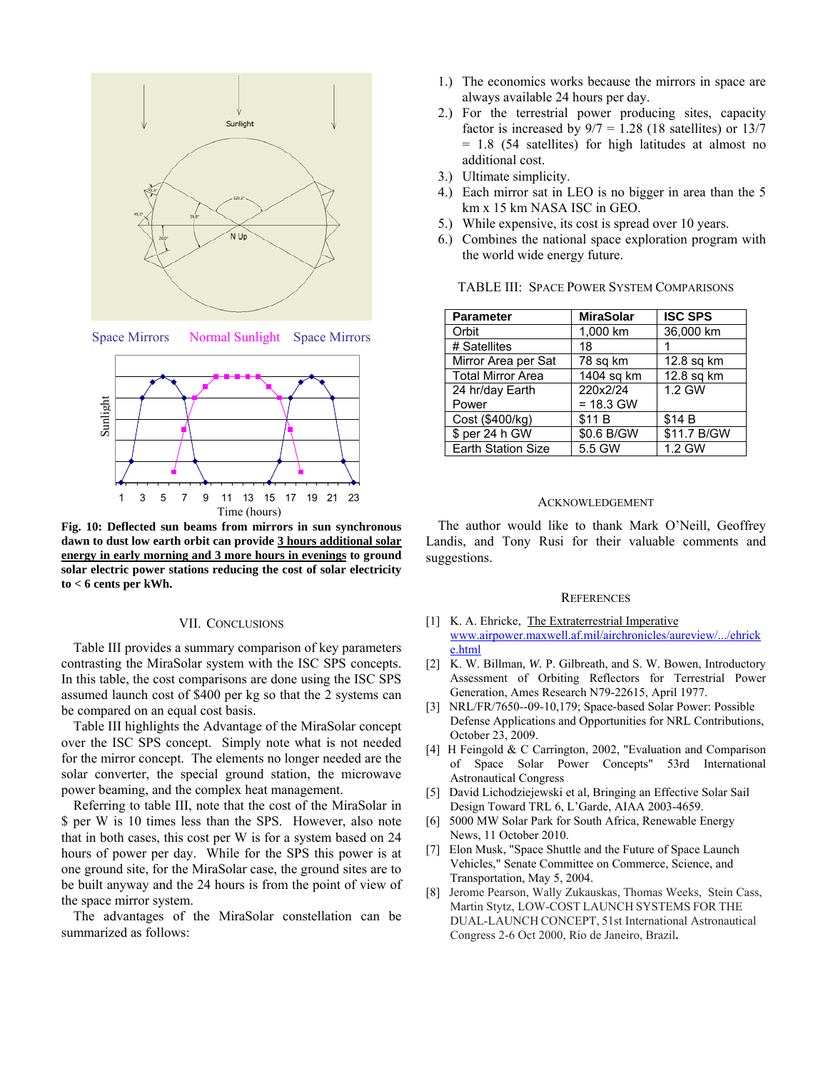Sunlight

120.2°

45.0°

59.8°

20.0°

N Up

Space Mirrors    Normal Sunlight    Space Mirrors

Sunlight

1 3 5 7 9 11 13 15 17 19 21 23

Time (hours)

**Fig. 10: Deflected sun beams from mirrors in sun synchronous dawn to dusk low earth orbit can provide 3 hours additional solar energy in early morning and 3 more hours in evenings to ground solar electric power stations reducing the cost of solar electricity to < 6 cents per kWh.**

## VII. Conclusions

Table III provides a summary comparison of key parameters contrasting the MiraSolar system with the ISC SPS concepts. In this table, the cost comparisons are done using the ISC SPS assumed launch cost of $400 per kg so that the 2 systems can be compared on an equal cost basis.

Table III highlights the Advantage of the MiraSolar concept over the ISC SPS concept. Simply note what is not needed for the mirror concept. The elements no longer needed are the solar converter, the special ground station, the microwave power beaming, and the complex heat management.

Referring to table III, note that the cost of the MiraSolar in $ per W is 10 times less than the SPS. However, also note that in both cases, this cost per W is for a system based on 24 hours of power per day. While for the SPS this power is at one ground site, for the MiraSolar case, the ground sites are to be built anyway and the 24 hours is from the point of view of the space mirror system.

The advantages of the MiraSolar constellation can be summarized as follows:

1.) The economics works because the mirrors in space are always available 24 hours per day.
2.) For the terrestrial power producing sites, capacity factor is increased by 9/7 = 1.28 (18 satellites) or 13/7 = 1.8 (54 satellites) for high latitudes at almost no additional cost.
3.) Ultimate simplicity.
4.) Each mirror sat in LEO is no bigger in area than the 5 km x 15 km NASA ISC in GEO.
5.) While expensive, its cost is spread over 10 years.
6.) Combines the national space exploration program with the world wide energy future.

TABLE III: Space Power System Comparisons

| Parameter | MiraSolar | ISC SPS |
|---|---|---|
| Orbit | 1,000 km | 36,000 km |
| # Satellites | 18 | 1 |
| Mirror Area per Sat | 78 sq km | 12.8 sq km |
| Total Mirror Area | 1404 sq km | 12.8 sq km |
| 24 hr/day Earth Power | 220x2/24 = 18.3 GW | 1.2 GW |
| Cost ($400/kg) | $11 B | $14 B |
| $ per 24 h GW | $0.6 B/GW | $11.7 B/GW |
| Earth Station Size | 5.5 GW | 1.2 GW |

## Acknowledgement

The author would like to thank Mark O'Neill, Geoffrey Landis, and Tony Rusi for their valuable comments and suggestions.

## References

[1] K. A. Ehricke, The Extraterrestrial Imperative www.airpower.maxwell.af.mil/airchronicles/aureview/.../ehricke.html

[2] K. W. Billman, W. P. Gilbreath, and S. W. Bowen, Introductory Assessment of Orbiting Reflectors for Terrestrial Power Generation, Ames Research N79-22615, April 1977.

[3] NRL/FR/7650--09-10,179; Space-based Solar Power: Possible Defense Applications and Opportunities for NRL Contributions, October 23, 2009.

[4] H Feingold & C Carrington, 2002, "Evaluation and Comparison of Space Solar Power Concepts" 53rd International Astronautical Congress

[5] David Lichodziejewski et al, Bringing an Effective Solar Sail Design Toward TRL 6, L'Garde, AIAA 2003-4659.

[6] 5000 MW Solar Park for South Africa, Renewable Energy News, 11 October 2010.

[7] Elon Musk, "Space Shuttle and the Future of Space Launch Vehicles," Senate Committee on Commerce, Science, and Transportation, May 5, 2004.

[8] Jerome Pearson, Wally Zukauskas, Thomas Weeks, Stein Cass, Martin Stytz, LOW-COST LAUNCH SYSTEMS FOR THE DUAL-LAUNCH CONCEPT, 51st International Astronautical Congress 2-6 Oct 2000, Rio de Janeiro, Brazil.